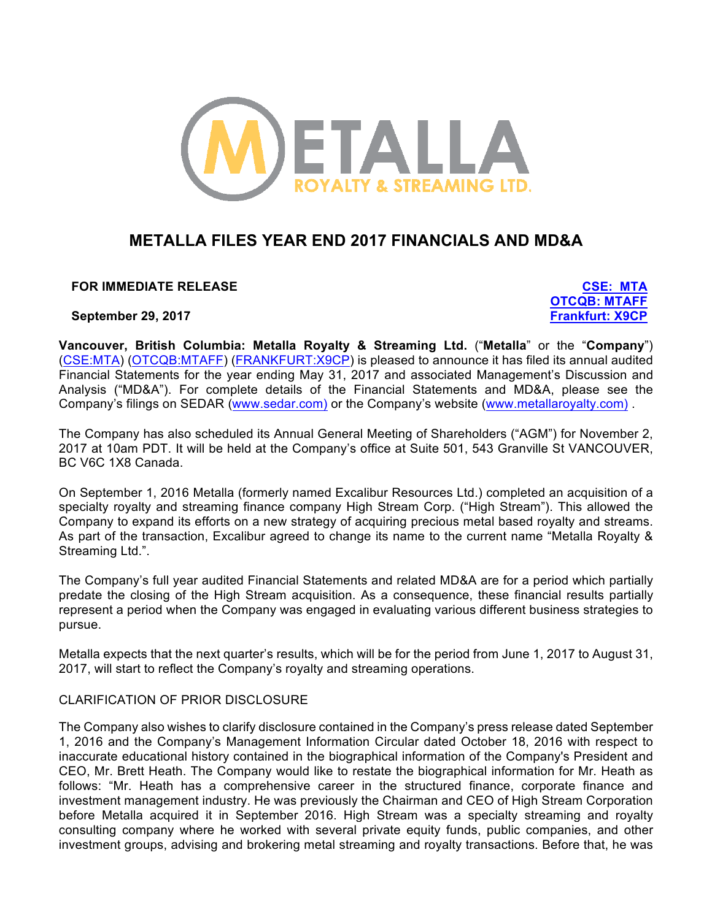# METALLA FILES YEAR END 2017 FINANCIALS AND MD&A

**FOR IMMEDIATE RELEASE**

**September 29, 2017**

**CSE: MTA**
**OTCQB: MTAFF**
**Frankfurt: X9CP**

**Vancouver, British Columbia: Metalla Royalty & Streaming Ltd.** ("**Metalla**" or the "**Company**") (CSE:MTA) (OTCQB:MTAFF) (FRANKFURT:X9CP) is pleased to announce it has filed its annual audited Financial Statements for the year ending May 31, 2017 and associated Management's Discussion and Analysis ("MD&A"). For complete details of the Financial Statements and MD&A, please see the Company's filings on SEDAR (www.sedar.com) or the Company's website (www.metallaroyalty.com) .

The Company has also scheduled its Annual General Meeting of Shareholders ("AGM") for November 2, 2017 at 10am PDT. It will be held at the Company's office at Suite 501, 543 Granville St VANCOUVER, BC V6C 1X8 Canada.

On September 1, 2016 Metalla (formerly named Excalibur Resources Ltd.) completed an acquisition of a specialty royalty and streaming finance company High Stream Corp. ("High Stream"). This allowed the Company to expand its efforts on a new strategy of acquiring precious metal based royalty and streams. As part of the transaction, Excalibur agreed to change its name to the current name "Metalla Royalty & Streaming Ltd.".

The Company's full year audited Financial Statements and related MD&A are for a period which partially predate the closing of the High Stream acquisition. As a consequence, these financial results partially represent a period when the Company was engaged in evaluating various different business strategies to pursue.

Metalla expects that the next quarter's results, which will be for the period from June 1, 2017 to August 31, 2017, will start to reflect the Company's royalty and streaming operations.

CLARIFICATION OF PRIOR DISCLOSURE

The Company also wishes to clarify disclosure contained in the Company's press release dated September 1, 2016 and the Company's Management Information Circular dated October 18, 2016 with respect to inaccurate educational history contained in the biographical information of the Company's President and CEO, Mr. Brett Heath. The Company would like to restate the biographical information for Mr. Heath as follows: "Mr. Heath has a comprehensive career in the structured finance, corporate finance and investment management industry. He was previously the Chairman and CEO of High Stream Corporation before Metalla acquired it in September 2016. High Stream was a specialty streaming and royalty consulting company where he worked with several private equity funds, public companies, and other investment groups, advising and brokering metal streaming and royalty transactions. Before that, he was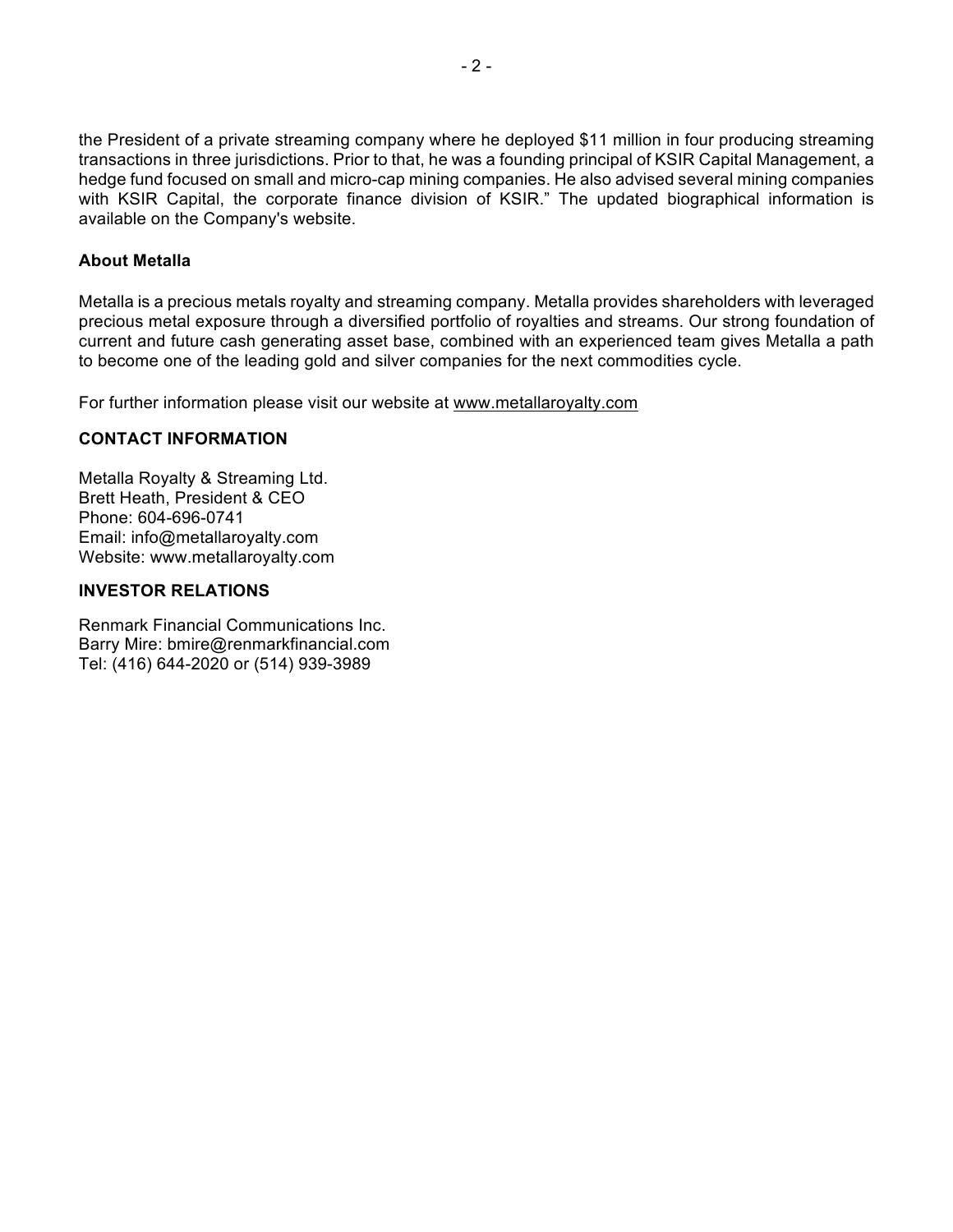the President of a private streaming company where he deployed $11 million in four producing streaming transactions in three jurisdictions. Prior to that, he was a founding principal of KSIR Capital Management, a hedge fund focused on small and micro-cap mining companies. He also advised several mining companies with KSIR Capital, the corporate finance division of KSIR." The updated biographical information is available on the Company's website.

**About Metalla**

Metalla is a precious metals royalty and streaming company. Metalla provides shareholders with leveraged precious metal exposure through a diversified portfolio of royalties and streams. Our strong foundation of current and future cash generating asset base, combined with an experienced team gives Metalla a path to become one of the leading gold and silver companies for the next commodities cycle.

For further information please visit our website at www.metallaroyalty.com

**CONTACT INFORMATION**

Metalla Royalty & Streaming Ltd.
Brett Heath, President & CEO
Phone: 604-696-0741
Email: info@metallaroyalty.com
Website: www.metallaroyalty.com

**INVESTOR RELATIONS**

Renmark Financial Communications Inc.
Barry Mire: bmire@renmarkfinancial.com
Tel: (416) 644-2020 or (514) 939-3989